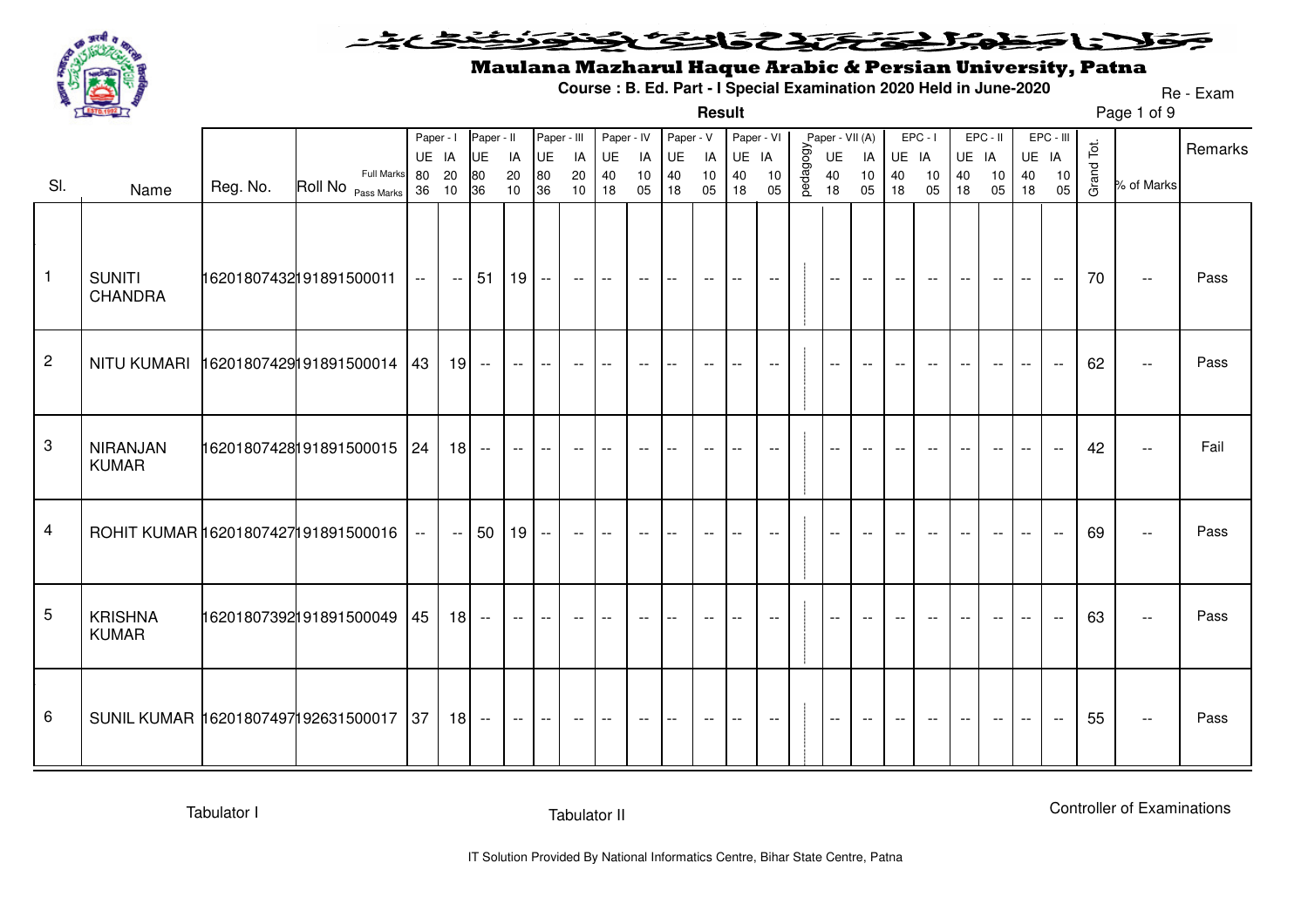# Maulana Mazharul Haque Arabic & Persian University, Patna

**Course : B. Ed. Part - I Special Examination 2020 Held in June-2020**

Re - Exam

**Result**

| Sl. | Name | Reg. No. | Roll No | | Paper - I | | Paper - II | | Paper - III | | Paper - IV | | Paper - V | | Paper - VI | | pedagogy | Paper - VII (A) | | EPC - I | | EPC - II | | EPC - III | | Grand Tot. | % of Marks | Remarks |
|---|---|---|---|---|---|---|---|---|---|---|---|---|---|---|---|---|---|---|---|---|---|---|---|---|---|---|---|---|
| | | | | | UE | IA | UE | IA | UE | IA | UE | IA | UE | IA | UE | IA | | UE | IA | UE | IA | UE | IA | UE | IA | | | |
| | | | | Full Marks | 80 | 20 | 80 | 20 | 80 | 20 | 40 | 10 | 40 | 10 | 40 | 10 | | 40 | 10 | 40 | 10 | 40 | 10 | 40 | 10 | | | |
| | | | | Pass Marks | 36 | 10 | 36 | 10 | 36 | 10 | 18 | 05 | 18 | 05 | 18 | 05 | | 18 | 05 | 18 | 05 | 18 | 05 | 18 | 05 | | | |
| 1 | SUNITI CHANDRA | 16201807432 | 191891500011 | | -- | -- | 51 | 19 | -- | -- | -- | -- | -- | -- | -- | -- | | -- | -- | -- | -- | -- | -- | -- | -- | 70 | -- | Pass |
| 2 | NITU KUMARI | 16201807429 | 191891500014 | | 43 | 19 | -- | -- | -- | -- | -- | -- | -- | -- | -- | -- | | -- | -- | -- | -- | -- | -- | -- | -- | 62 | -- | Pass |
| 3 | NIRANJAN KUMAR | 16201807428 | 191891500015 | | 24 | 18 | -- | -- | -- | -- | -- | -- | -- | -- | -- | -- | | -- | -- | -- | -- | -- | -- | -- | -- | 42 | -- | Fail |
| 4 | ROHIT KUMAR | 16201807427 | 191891500016 | | -- | -- | 50 | 19 | -- | -- | -- | -- | -- | -- | -- | -- | | -- | -- | -- | -- | -- | -- | -- | -- | 69 | -- | Pass |
| 5 | KRISHNA KUMAR | 16201807392 | 191891500049 | | 45 | 18 | -- | -- | -- | -- | -- | -- | -- | -- | -- | -- | | -- | -- | -- | -- | -- | -- | -- | -- | 63 | -- | Pass |
| 6 | SUNIL KUMAR | 16201807497 | 192631500017 | | 37 | 18 | -- | -- | -- | -- | -- | -- | -- | -- | -- | -- | | -- | -- | -- | -- | -- | -- | -- | -- | 55 | -- | Pass |

Tabulator I

Tabulator II

Controller of Examinations

IT Solution Provided By National Informatics Centre, Bihar State Centre, Patna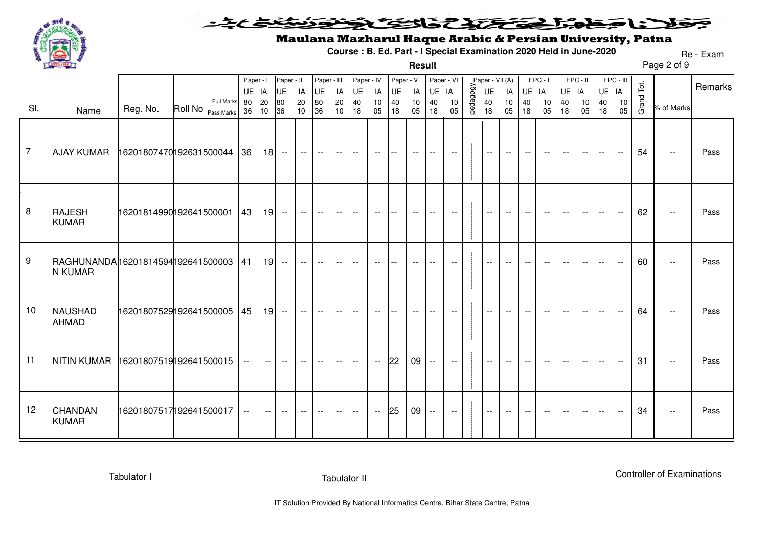# Maulana Mazharul Haque Arabic & Persian University, Patna

**Course : B. Ed. Part - I Special Examination 2020 Held in June-2020**

Re - Exam

**Result**

| Sl. | Name | Reg. No. | Roll No | Paper - I UE | Paper - I IA | Paper - II UE | Paper - II IA | Paper - III UE | Paper - III IA | Paper - IV UE | Paper - IV IA | Paper - V UE | Paper - V IA | Paper - VI UE | Paper - VI IA | pedagogy | Paper - VII (A) UE | Paper - VII (A) IA | EPC - I UE | EPC - I IA | EPC - II UE | EPC - II IA | EPC - III UE | EPC - III IA | Grand Tot. | % of Marks | Remarks |
|---|---|---|---|---|---|---|---|---|---|---|---|---|---|---|---|---|---|---|---|---|---|---|---|---|---|---|---|
| | | | Full Marks | 80 | 20 | 80 | 20 | 80 | 20 | 40 | 10 | 40 | 10 | 40 | 10 | | 40 | 10 | 40 | 10 | 40 | 10 | 40 | 10 | | | |
| | | | Pass Marks | 36 | 10 | 36 | 10 | 36 | 10 | 18 | 05 | 18 | 05 | 18 | 05 | | 18 | 05 | 18 | 05 | 18 | 05 | 18 | 05 | | | |
| 7 | AJAY KUMAR | 16201807470 | 192631500044 | 36 | 18 | -- | -- | -- | -- | -- | -- | -- | -- | -- | -- | | -- | -- | -- | -- | -- | -- | -- | -- | 54 | -- | Pass |
| 8 | RAJESH KUMAR | 16201814990 | 192641500001 | 43 | 19 | -- | -- | -- | -- | -- | -- | -- | -- | -- | -- | | -- | -- | -- | -- | -- | -- | -- | -- | 62 | -- | Pass |
| 9 | RAGHUNANDAN KUMAR | 16201814594 | 192641500003 | 41 | 19 | -- | -- | -- | -- | -- | -- | -- | -- | -- | -- | | -- | -- | -- | -- | -- | -- | -- | -- | 60 | -- | Pass |
| 10 | NAUSHAD AHMAD | 16201807529 | 192641500005 | 45 | 19 | -- | -- | -- | -- | -- | -- | -- | -- | -- | -- | | -- | -- | -- | -- | -- | -- | -- | -- | 64 | -- | Pass |
| 11 | NITIN KUMAR | 16201807519 | 192641500015 | -- | -- | -- | -- | -- | -- | -- | -- | 22 | 09 | -- | -- | | -- | -- | -- | -- | -- | -- | -- | -- | 31 | -- | Pass |
| 12 | CHANDAN KUMAR | 16201807517 | 192641500017 | -- | -- | -- | -- | -- | -- | -- | -- | 25 | 09 | -- | -- | | -- | -- | -- | -- | -- | -- | -- | -- | 34 | -- | Pass |

Tabulator I          Tabulator II          Controller of Examinations

IT Solution Provided By National Informatics Centre, Bihar State Centre, Patna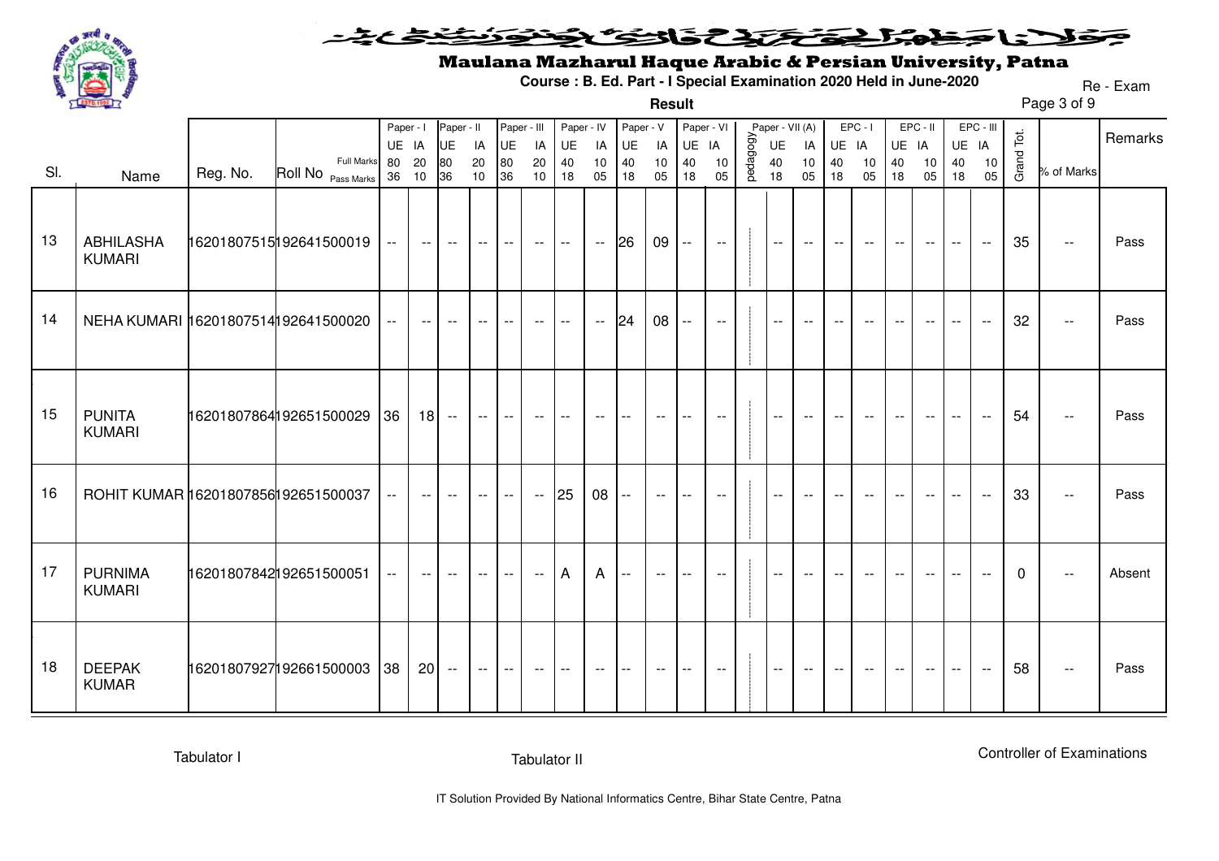# Maulana Mazharul Haque Arabic & Persian University, Patna

**Course : B. Ed. Part - I Special Examination 2020 Held in June-2020**

Re - Exam

**Result**

| Sl. | Name | Reg. No. | Roll No | Paper - I UE | Paper - I IA | Paper - II UE | Paper - II IA | Paper - III UE | Paper - III IA | Paper - IV UE | Paper - IV IA | Paper - V UE | Paper - V IA | Paper - VI UE | Paper - VI IA | pedagogy | Paper - VII (A) UE | Paper - VII (A) IA | EPC - I UE | EPC - I IA | EPC - II UE | EPC - II IA | EPC - III UE | EPC - III IA | Grand Tot. | % of Marks | Remarks |
|---|---|---|---|---|---|---|---|---|---|---|---|---|---|---|---|---|---|---|---|---|---|---|---|---|---|---|---|
| | | | Full Marks | 80 | 20 | 80 | 20 | 80 | 20 | 40 | 10 | 40 | 10 | 40 | 10 | | 40 | 10 | 40 | 10 | 40 | 10 | 40 | 10 | | | |
| | | | Pass Marks | 36 | 10 | 36 | 10 | 36 | 10 | 18 | 05 | 18 | 05 | 18 | 05 | | 18 | 05 | 18 | 05 | 18 | 05 | 18 | 05 | | | |
| 13 | ABHILASHA KUMARI | 16201807515 | 192641500019 | -- | -- | -- | -- | -- | -- | -- | -- | 26 | 09 | -- | -- | | -- | -- | -- | -- | -- | -- | -- | -- | 35 | -- | Pass |
| 14 | NEHA KUMARI | 16201807514 | 192641500020 | -- | -- | -- | -- | -- | -- | -- | -- | 24 | 08 | -- | -- | | -- | -- | -- | -- | -- | -- | -- | -- | 32 | -- | Pass |
| 15 | PUNITA KUMARI | 16201807864 | 192651500029 | 36 | 18 | -- | -- | -- | -- | -- | -- | -- | -- | -- | -- | | -- | -- | -- | -- | -- | -- | -- | -- | 54 | -- | Pass |
| 16 | ROHIT KUMAR | 16201807856 | 192651500037 | -- | -- | -- | -- | -- | -- | 25 | 08 | -- | -- | -- | -- | | -- | -- | -- | -- | -- | -- | -- | -- | 33 | -- | Pass |
| 17 | PURNIMA KUMARI | 16201807842 | 192651500051 | -- | -- | -- | -- | -- | -- | A | A | -- | -- | -- | -- | | -- | -- | -- | -- | -- | -- | -- | -- | 0 | -- | Absent |
| 18 | DEEPAK KUMAR | 16201807927 | 192661500003 | 38 | 20 | -- | -- | -- | -- | -- | -- | -- | -- | -- | -- | | -- | -- | -- | -- | -- | -- | -- | -- | 58 | -- | Pass |

Tabulator I

Tabulator II

Controller of Examinations

IT Solution Provided By National Informatics Centre, Bihar State Centre, Patna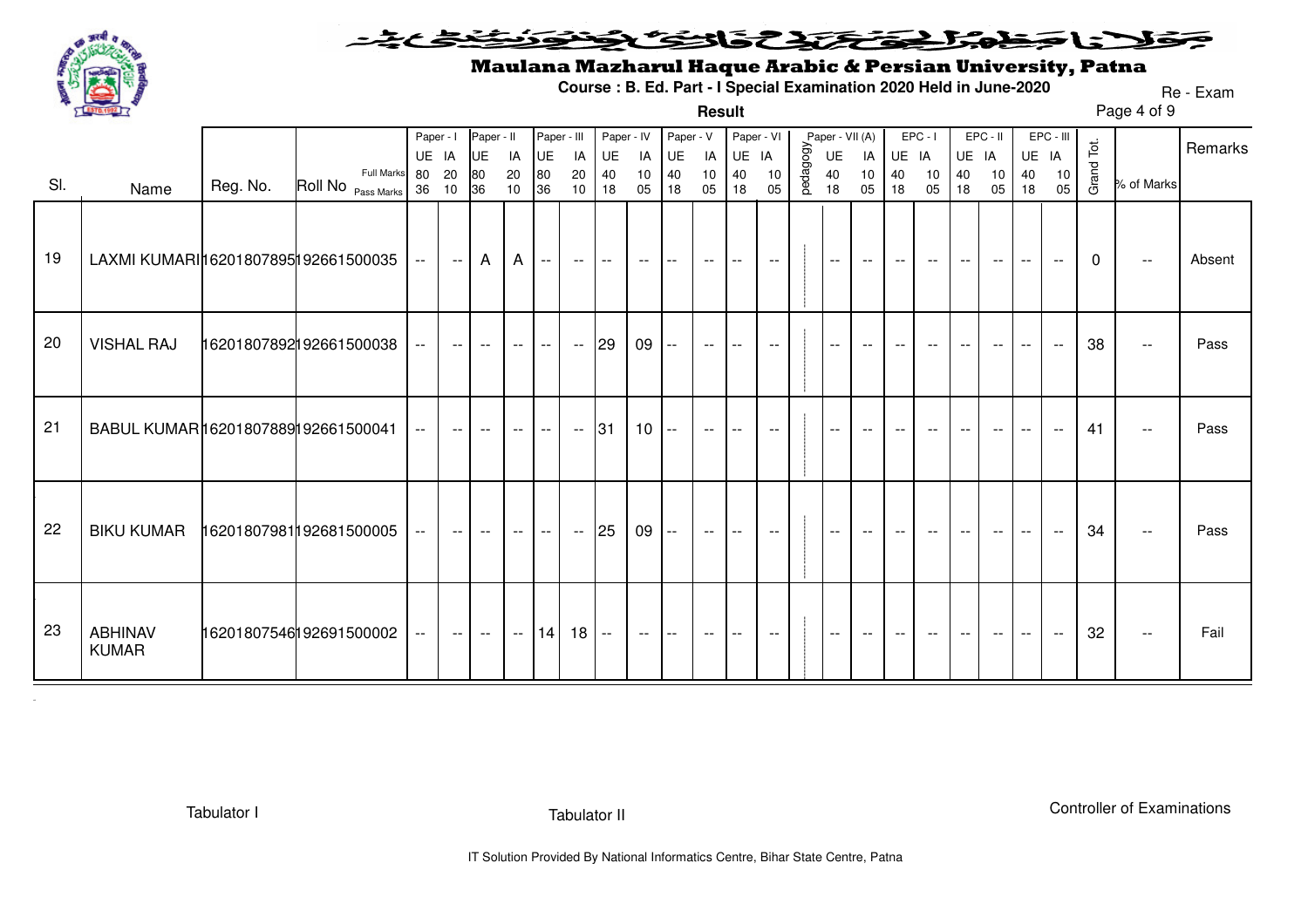# Maulana Mazharul Haque Arabic & Persian University, Patna

**Course : B. Ed. Part - I Special Examination 2020 Held in June-2020**

Re - Exam

**Result**

| Sl. | Name | Reg. No. | Roll No | Paper - I UE | Paper - I IA | Paper - II UE | Paper - II IA | Paper - III UE | Paper - III IA | Paper - IV UE | Paper - IV IA | Paper - V UE | Paper - V IA | Paper - VI UE | Paper - VI IA | pedagogy | Paper - VII (A) UE | Paper - VII (A) IA | EPC - I UE | EPC - I IA | EPC - II UE | EPC - II IA | EPC - III UE | EPC - III IA | Grand Tot. | % of Marks | Remarks |
|---|---|---|---|---|---|---|---|---|---|---|---|---|---|---|---|---|---|---|---|---|---|---|---|---|---|---|---|
| | | | Full Marks | 80 | 20 | 80 | 20 | 80 | 20 | 40 | 10 | 40 | 10 | 40 | 10 | | 40 | 10 | 40 | 10 | 40 | 10 | 40 | 10 | | | |
| | | | Pass Marks | 36 | 10 | 36 | 10 | 36 | 10 | 18 | 05 | 18 | 05 | 18 | 05 | | 18 | 05 | 18 | 05 | 18 | 05 | 18 | 05 | | | |
| 19 | LAXMI KUMARI | 16201807895 | 192661500035 | -- | -- | A | A | -- | -- | -- | -- | -- | -- | -- | -- | | -- | -- | -- | -- | -- | -- | -- | -- | 0 | -- | Absent |
| 20 | VISHAL RAJ | 16201807892 | 192661500038 | -- | -- | -- | -- | -- | -- | 29 | 09 | -- | -- | -- | -- | | -- | -- | -- | -- | -- | -- | -- | -- | 38 | -- | Pass |
| 21 | BABUL KUMAR | 16201807889 | 192661500041 | -- | -- | -- | -- | -- | -- | 31 | 10 | -- | -- | -- | -- | | -- | -- | -- | -- | -- | -- | -- | -- | 41 | -- | Pass |
| 22 | BIKU KUMAR | 16201807981 | 192681500005 | -- | -- | -- | -- | -- | -- | 25 | 09 | -- | -- | -- | -- | | -- | -- | -- | -- | -- | -- | -- | -- | 34 | -- | Pass |
| 23 | ABHINAV KUMAR | 16201807546 | 192691500002 | -- | -- | -- | -- | 14 | 18 | -- | -- | -- | -- | -- | -- | | -- | -- | -- | -- | -- | -- | -- | -- | 32 | -- | Fail |

Tabulator I

Tabulator II

Controller of Examinations

IT Solution Provided By National Informatics Centre, Bihar State Centre, Patna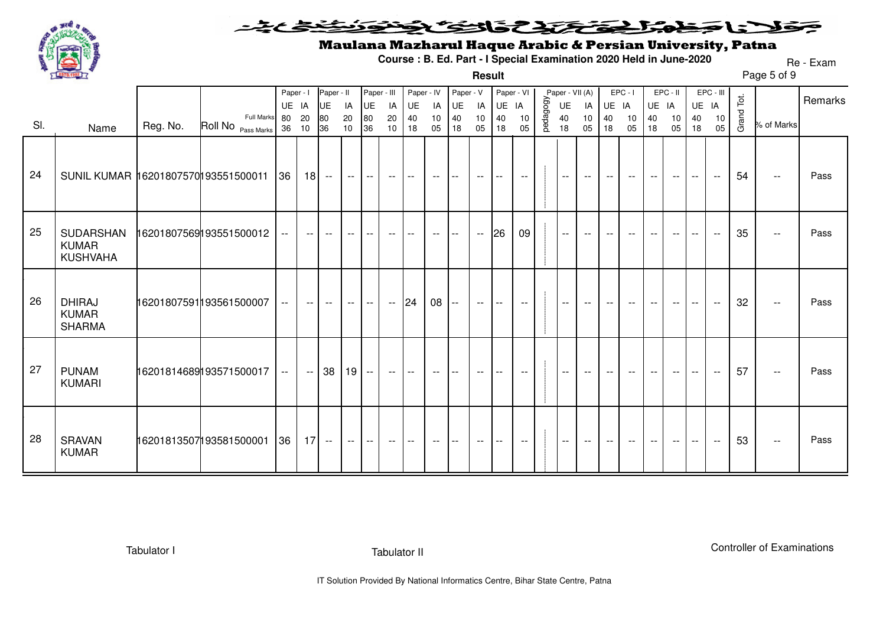# Maulana Mazharul Haque Arabic & Persian University, Patna

**Course : B. Ed. Part - I Special Examination 2020 Held in June-2020**

Re - Exam

**Result**

| Sl. | Name | Reg. No. | Roll No | Paper - I UE | Paper - I IA | Paper - II UE | Paper - II IA | Paper - III UE | Paper - III IA | Paper - IV UE | Paper - IV IA | Paper - V UE | Paper - V IA | Paper - VI UE | Paper - VI IA | pedagogy | Paper - VII (A) UE | Paper - VII (A) IA | EPC - I UE | EPC - I IA | EPC - II UE | EPC - II IA | EPC - III UE | EPC - III IA | Grand Tot. | % of Marks | Remarks |
|---|---|---|---|---|---|---|---|---|---|---|---|---|---|---|---|---|---|---|---|---|---|---|---|---|---|---|---|
| | | | Full Marks | 80 | 20 | 80 | 20 | 80 | 20 | 40 | 10 | 40 | 10 | 40 | 10 | | 40 | 10 | 40 | 10 | 40 | 10 | 40 | 10 | | | |
| | | | Pass Marks | 36 | 10 | 36 | 10 | 36 | 10 | 18 | 05 | 18 | 05 | 18 | 05 | | 18 | 05 | 18 | 05 | 18 | 05 | 18 | 05 | | | |
| 24 | SUNIL KUMAR | 16201807570 | 193551500011 | 36 | 18 | -- | -- | -- | -- | -- | -- | -- | -- | -- | -- | | -- | -- | -- | -- | -- | -- | -- | -- | 54 | -- | Pass |
| 25 | SUDARSHAN KUMAR KUSHVAHA | 16201807569 | 193551500012 | -- | -- | -- | -- | -- | -- | -- | -- | -- | -- | 26 | 09 | | -- | -- | -- | -- | -- | -- | -- | -- | 35 | -- | Pass |
| 26 | DHIRAJ KUMAR SHARMA | 16201807591 | 193561500007 | -- | -- | -- | -- | -- | -- | 24 | 08 | -- | -- | -- | -- | | -- | -- | -- | -- | -- | -- | -- | -- | 32 | -- | Pass |
| 27 | PUNAM KUMARI | 16201814689 | 193571500017 | -- | -- | 38 | 19 | -- | -- | -- | -- | -- | -- | -- | -- | | -- | -- | -- | -- | -- | -- | -- | -- | 57 | -- | Pass |
| 28 | SRAVAN KUMAR | 16201813507 | 193581500001 | 36 | 17 | -- | -- | -- | -- | -- | -- | -- | -- | -- | -- | | -- | -- | -- | -- | -- | -- | -- | -- | 53 | -- | Pass |

Tabulator I | Tabulator II | Controller of Examinations

IT Solution Provided By National Informatics Centre, Bihar State Centre, Patna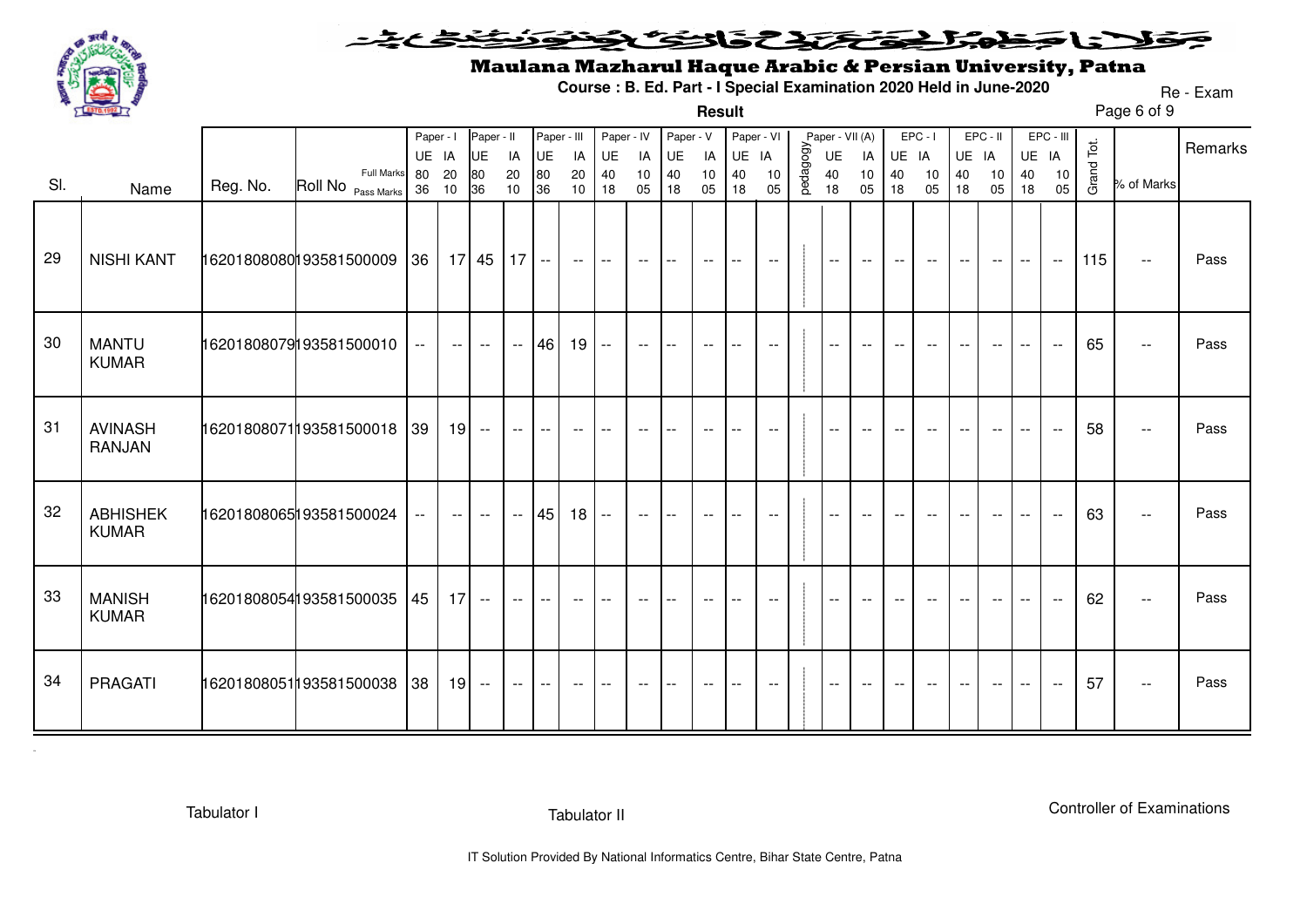# Maulana Mazharul Haque Arabic & Persian University, Patna

**Course : B. Ed. Part - I Special Examination 2020 Held in June-2020**

Re - Exam

**Result**

| Sl. | Name | Reg. No. | Roll No | Paper - I UE | Paper - I IA | Paper - II UE | Paper - II IA | Paper - III UE | Paper - III IA | Paper - IV UE | Paper - IV IA | Paper - V UE | Paper - V IA | Paper - VI UE | Paper - VI IA | pedagogy | Paper - VII (A) UE | Paper - VII (A) IA | EPC - I UE | EPC - I IA | EPC - II UE | EPC - II IA | EPC - III UE | EPC - III IA | Grand Tot. | % of Marks | Remarks |
|---|---|---|---|---|---|---|---|---|---|---|---|---|---|---|---|---|---|---|---|---|---|---|---|---|---|---|---|
| | | | Full Marks | 80 | 20 | 80 | 20 | 80 | 20 | 40 | 10 | 40 | 10 | 40 | 10 | | 40 | 10 | 40 | 10 | 40 | 10 | 40 | 10 | | | |
| | | | Pass Marks | 36 | 10 | 36 | 10 | 36 | 10 | 18 | 05 | 18 | 05 | 18 | 05 | | 18 | 05 | 18 | 05 | 18 | 05 | 18 | 05 | | | |
| 29 | NISHI KANT | 16201808080 | 193581500009 | 36 | 17 | 45 | 17 | -- | -- | -- | -- | -- | -- | -- | -- | | -- | -- | -- | -- | -- | -- | -- | -- | 115 | -- | Pass |
| 30 | MANTU KUMAR | 16201808079 | 193581500010 | -- | -- | -- | -- | 46 | 19 | -- | -- | -- | -- | -- | -- | | -- | -- | -- | -- | -- | -- | -- | -- | 65 | -- | Pass |
| 31 | AVINASH RANJAN | 16201808071 | 193581500018 | 39 | 19 | -- | -- | -- | -- | -- | -- | -- | -- | -- | -- | | -- | -- | -- | -- | -- | -- | -- | -- | 58 | -- | Pass |
| 32 | ABHISHEK KUMAR | 16201808065 | 193581500024 | -- | -- | -- | -- | 45 | 18 | -- | -- | -- | -- | -- | -- | | -- | -- | -- | -- | -- | -- | -- | -- | 63 | -- | Pass |
| 33 | MANISH KUMAR | 16201808054 | 193581500035 | 45 | 17 | -- | -- | -- | -- | -- | -- | -- | -- | -- | -- | | -- | -- | -- | -- | -- | -- | -- | -- | 62 | -- | Pass |
| 34 | PRAGATI | 16201808051 | 193581500038 | 38 | 19 | -- | -- | -- | -- | -- | -- | -- | -- | -- | -- | | -- | -- | -- | -- | -- | -- | -- | -- | 57 | -- | Pass |

Tabulator I          Tabulator II          Controller of Examinations

IT Solution Provided By National Informatics Centre, Bihar State Centre, Patna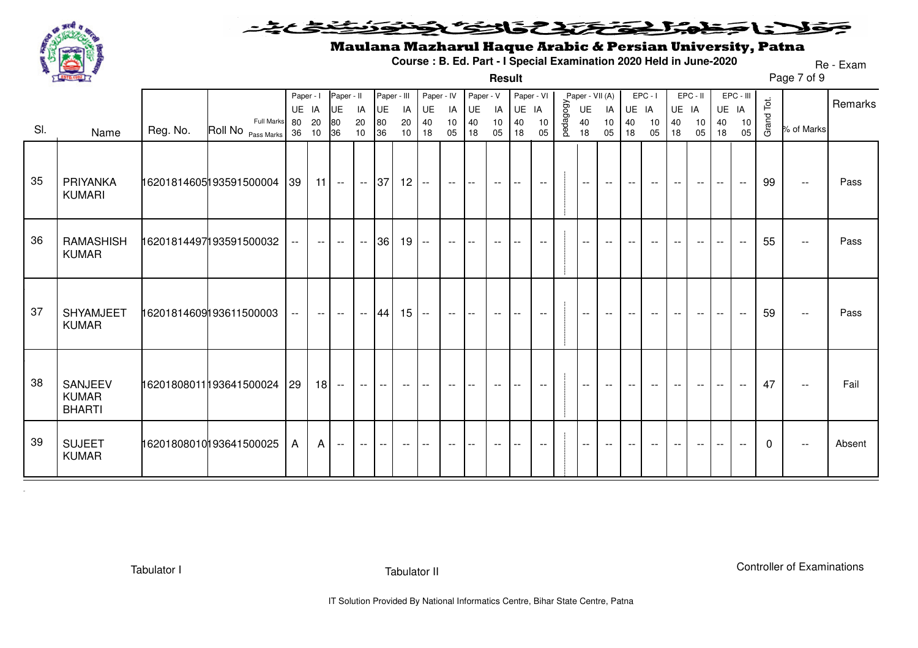# Maulana Mazharul Haque Arabic & Persian University, Patna

**Course : B. Ed. Part - I Special Examination 2020 Held in June-2020**

Re - Exam

**Result**

| Sl. | Name | Reg. No. | Roll No | Paper - I UE | Paper - I IA | Paper - II UE | Paper - II IA | Paper - III UE | Paper - III IA | Paper - IV UE | Paper - IV IA | Paper - V UE | Paper - V IA | Paper - VI UE | Paper - VI IA | pedagogy | Paper - VII (A) UE | Paper - VII (A) IA | EPC - I UE | EPC - I IA | EPC - II UE | EPC - II IA | EPC - III UE | EPC - III IA | Grand Tot. | % of Marks | Remarks |
|---|---|---|---|---|---|---|---|---|---|---|---|---|---|---|---|---|---|---|---|---|---|---|---|---|---|---|---|
| | | | Full Marks | 80 | 20 | 80 | 20 | 80 | 20 | 40 | 10 | 40 | 10 | 40 | 10 | | 40 | 10 | 40 | 10 | 40 | 10 | 40 | 10 | | | |
| | | | Pass Marks | 36 | 10 | 36 | 10 | 36 | 10 | 18 | 05 | 18 | 05 | 18 | 05 | | 18 | 05 | 18 | 05 | 18 | 05 | 18 | 05 | | | |
| 35 | PRIYANKA KUMARI | 16201814605 | 193591500004 | 39 | 11 | -- | -- | 37 | 12 | -- | -- | -- | -- | -- | -- | | -- | -- | -- | -- | -- | -- | -- | -- | 99 | -- | Pass |
| 36 | RAMASHISH KUMAR | 16201814497 | 193591500032 | -- | -- | -- | -- | 36 | 19 | -- | -- | -- | -- | -- | -- | | -- | -- | -- | -- | -- | -- | -- | -- | 55 | -- | Pass |
| 37 | SHYAMJEET KUMAR | 16201814609 | 193611500003 | -- | -- | -- | -- | 44 | 15 | -- | -- | -- | -- | -- | -- | | -- | -- | -- | -- | -- | -- | -- | -- | 59 | -- | Pass |
| 38 | SANJEEV KUMAR BHARTI | 16201808011 | 193641500024 | 29 | 18 | -- | -- | -- | -- | -- | -- | -- | -- | -- | -- | | -- | -- | -- | -- | -- | -- | -- | -- | 47 | -- | Fail |
| 39 | SUJEET KUMAR | 16201808010 | 193641500025 | A | A | -- | -- | -- | -- | -- | -- | -- | -- | -- | -- | | -- | -- | -- | -- | -- | -- | -- | -- | 0 | -- | Absent |

Tabulator I    Tabulator II    Controller of Examinations

IT Solution Provided By National Informatics Centre, Bihar State Centre, Patna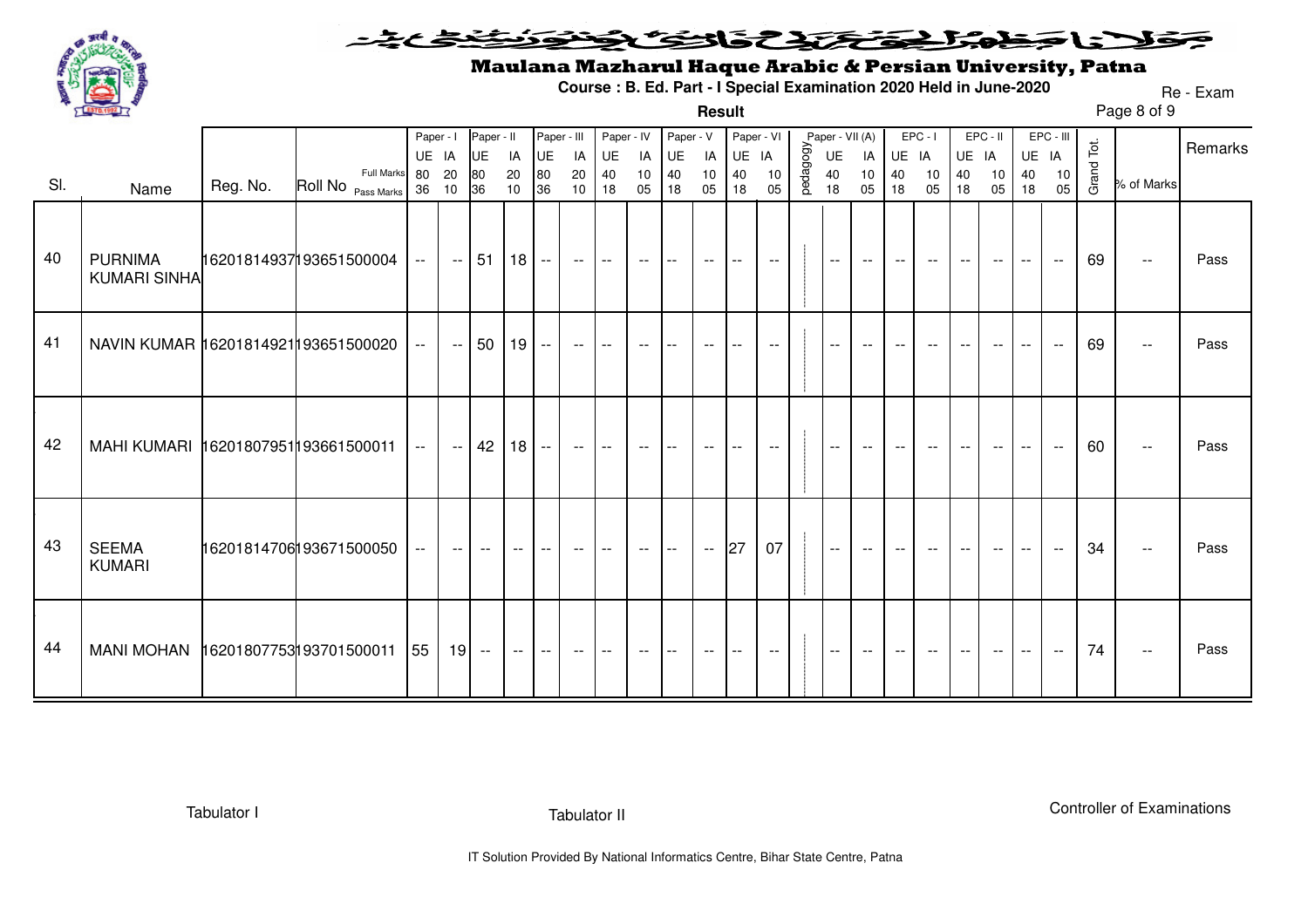# Maulana Mazharul Haque Arabic & Persian University, Patna

**Course : B. Ed. Part - I Special Examination 2020 Held in June-2020**

Re - Exam

**Result**

| Sl. | Name | Reg. No. | Roll No | Paper - I UE | Paper - I IA | Paper - II UE | Paper - II IA | Paper - III UE | Paper - III IA | Paper - IV UE | Paper - IV IA | Paper - V UE | Paper - V IA | Paper - VI UE | Paper - VI IA | pedagogy | Paper - VII (A) UE | Paper - VII (A) IA | EPC - I UE | EPC - I IA | EPC - II UE | EPC - II IA | EPC - III UE | EPC - III IA | Grand Tot. | % of Marks | Remarks |
|---|---|---|---|---|---|---|---|---|---|---|---|---|---|---|---|---|---|---|---|---|---|---|---|---|---|---|---|
| | | | Full Marks | 80 | 20 | 80 | 20 | 80 | 20 | 40 | 10 | 40 | 10 | 40 | 10 | | 40 | 10 | 40 | 10 | 40 | 10 | 40 | 10 | | | |
| | | | Pass Marks | 36 | 10 | 36 | 10 | 36 | 10 | 18 | 05 | 18 | 05 | 18 | 05 | | 18 | 05 | 18 | 05 | 18 | 05 | 18 | 05 | | | |
| 40 | PURNIMA KUMARI SINHA | 16201814937 | 193651500004 | -- | -- | 51 | 18 | -- | -- | -- | -- | -- | -- | -- | -- | | -- | -- | -- | -- | -- | -- | -- | -- | 69 | -- | Pass |
| 41 | NAVIN KUMAR | 16201814921 | 193651500020 | -- | -- | 50 | 19 | -- | -- | -- | -- | -- | -- | -- | -- | | -- | -- | -- | -- | -- | -- | -- | -- | 69 | -- | Pass |
| 42 | MAHI KUMARI | 16201807951 | 193661500011 | -- | -- | 42 | 18 | -- | -- | -- | -- | -- | -- | -- | -- | | -- | -- | -- | -- | -- | -- | -- | -- | 60 | -- | Pass |
| 43 | SEEMA KUMARI | 16201814706 | 193671500050 | -- | -- | -- | -- | -- | -- | -- | -- | -- | -- | 27 | 07 | | -- | -- | -- | -- | -- | -- | -- | -- | 34 | -- | Pass |
| 44 | MANI MOHAN | 16201807753 | 193701500011 | 55 | 19 | -- | -- | -- | -- | -- | -- | -- | -- | -- | -- | | -- | -- | -- | -- | -- | -- | -- | -- | 74 | -- | Pass |

Tabulator I    Tabulator II    Controller of Examinations

IT Solution Provided By National Informatics Centre, Bihar State Centre, Patna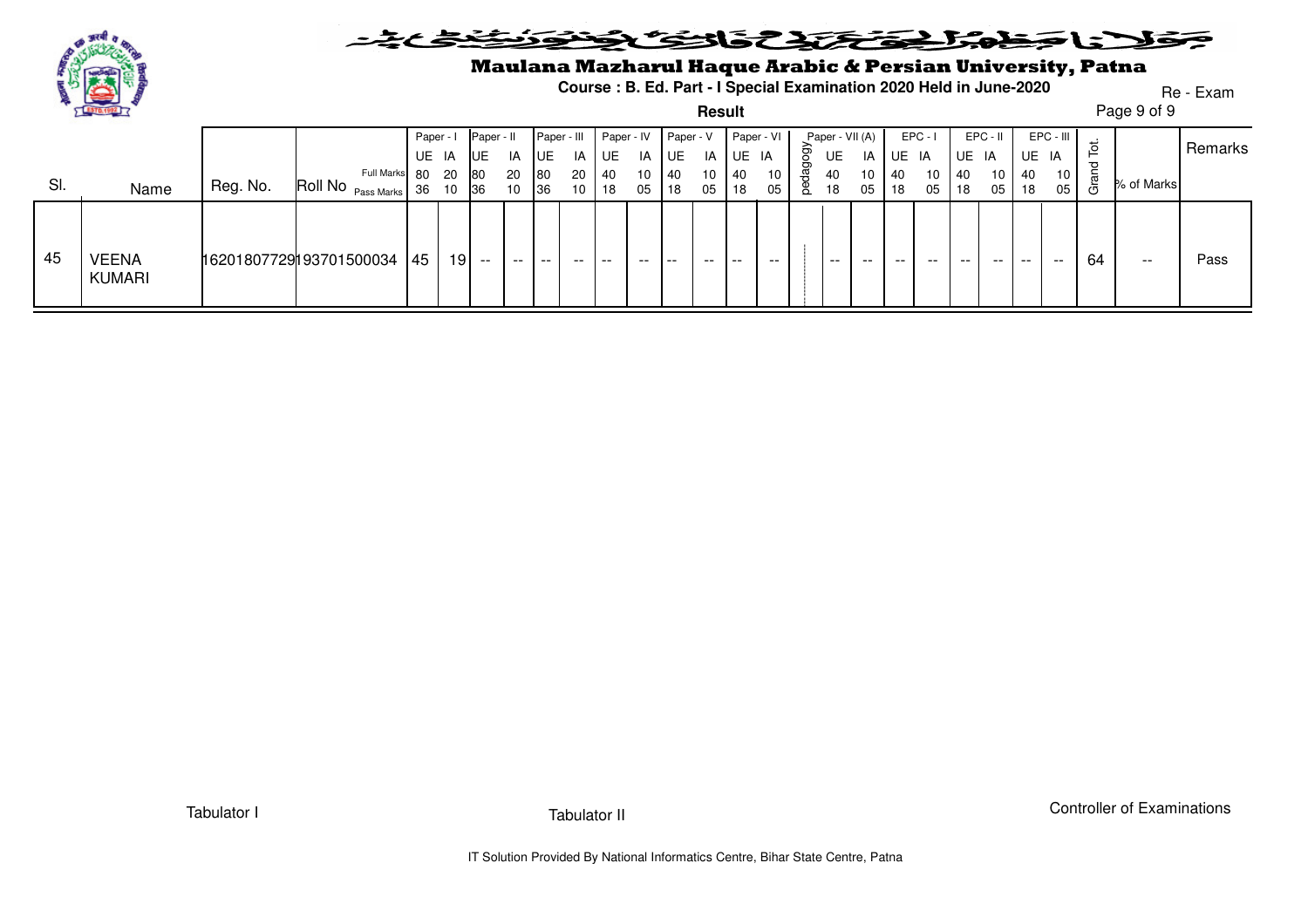# Maulana Mazharul Haque Arabic & Persian University, Patna

**Course : B. Ed. Part - I Special Examination 2020 Held in June-2020**

Re - Exam

**Result**

| Sl. | Name | Reg. No. | Roll No | Paper - I UE | Paper - I IA | Paper - II UE | Paper - II IA | Paper - III UE | Paper - III IA | Paper - IV UE | Paper - IV IA | Paper - V UE | Paper - V IA | Paper - VI UE | Paper - VI IA | pedagogy | Paper - VII (A) UE | Paper - VII (A) IA | EPC - I UE | EPC - I IA | EPC - II UE | EPC - II IA | EPC - III UE | EPC - III IA | Grand Tot. | % of Marks | Remarks |
|---|---|---|---|---|---|---|---|---|---|---|---|---|---|---|---|---|---|---|---|---|---|---|---|---|---|---|---|
| | | | Full Marks | 80 | 20 | 80 | 20 | 80 | 20 | 40 | 10 | 40 | 10 | 40 | 10 | | 40 | 10 | 40 | 10 | 40 | 10 | 40 | 10 | | | |
| | | | Pass Marks | 36 | 10 | 36 | 10 | 36 | 10 | 18 | 05 | 18 | 05 | 18 | 05 | | 18 | 05 | 18 | 05 | 18 | 05 | 18 | 05 | | | |
| 45 | VEENA KUMARI | 16201807729 | 193701500034 | 45 | 19 | -- | -- | -- | -- | -- | -- | -- | -- | -- | -- | | -- | -- | -- | -- | -- | -- | -- | -- | 64 | -- | Pass |

Tabulator I

Tabulator II

Controller of Examinations

IT Solution Provided By National Informatics Centre, Bihar State Centre, Patna